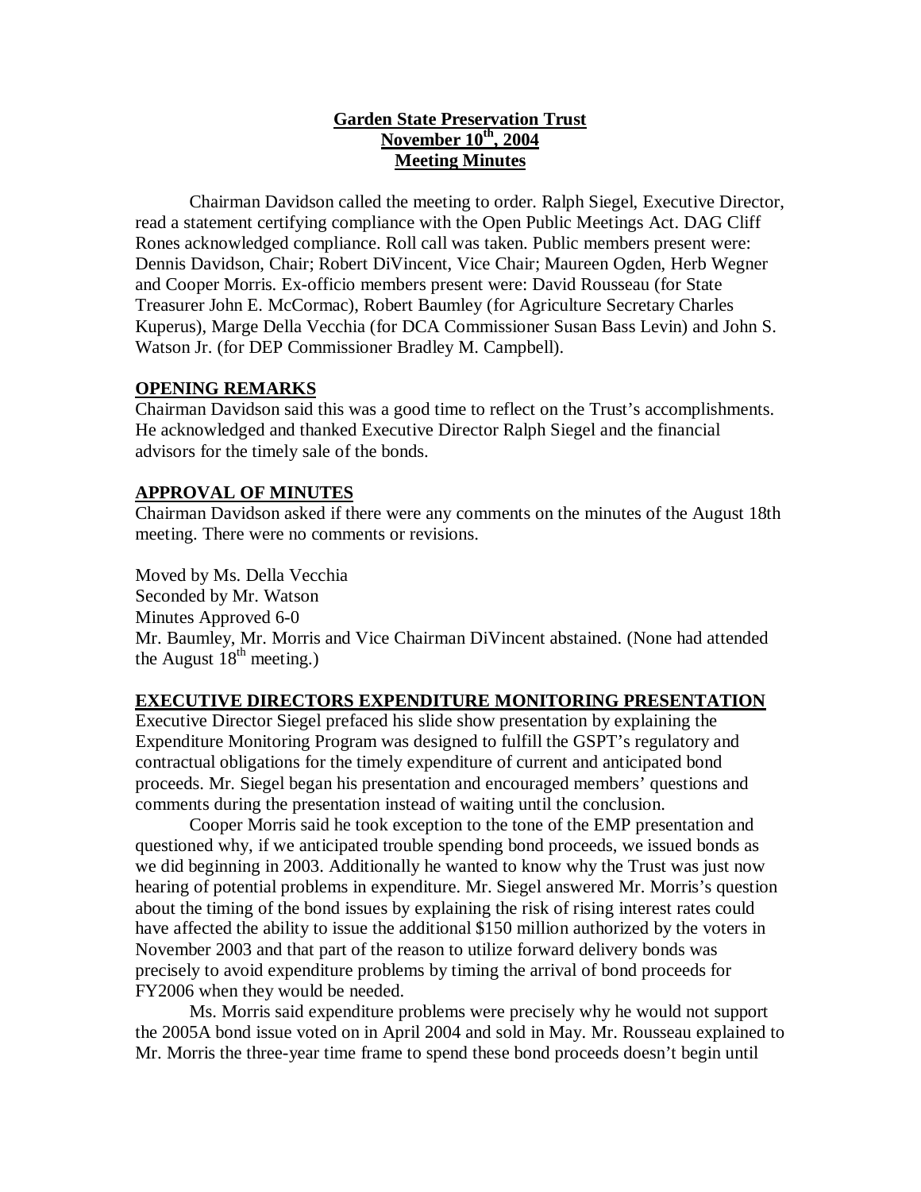**Garden State Preservation Trust**
**November 10th, 2004**
**Meeting Minutes**

Chairman Davidson called the meeting to order. Ralph Siegel, Executive Director, read a statement certifying compliance with the Open Public Meetings Act. DAG Cliff Rones acknowledged compliance. Roll call was taken. Public members present were: Dennis Davidson, Chair; Robert DiVincent, Vice Chair; Maureen Ogden, Herb Wegner and Cooper Morris. Ex-officio members present were: David Rousseau (for State Treasurer John E. McCormac), Robert Baumley (for Agriculture Secretary Charles Kuperus), Marge Della Vecchia (for DCA Commissioner Susan Bass Levin) and John S. Watson Jr. (for DEP Commissioner Bradley M. Campbell).

## OPENING REMARKS

Chairman Davidson said this was a good time to reflect on the Trust's accomplishments. He acknowledged and thanked Executive Director Ralph Siegel and the financial advisors for the timely sale of the bonds.

## APPROVAL OF MINUTES

Chairman Davidson asked if there were any comments on the minutes of the August 18th meeting. There were no comments or revisions.

Moved by Ms. Della Vecchia
Seconded by Mr. Watson
Minutes Approved 6-0
Mr. Baumley, Mr. Morris and Vice Chairman DiVincent abstained. (None had attended the August 18th meeting.)

## EXECUTIVE DIRECTORS EXPENDITURE MONITORING PRESENTATION

Executive Director Siegel prefaced his slide show presentation by explaining the Expenditure Monitoring Program was designed to fulfill the GSPT's regulatory and contractual obligations for the timely expenditure of current and anticipated bond proceeds. Mr. Siegel began his presentation and encouraged members' questions and comments during the presentation instead of waiting until the conclusion.

Cooper Morris said he took exception to the tone of the EMP presentation and questioned why, if we anticipated trouble spending bond proceeds, we issued bonds as we did beginning in 2003. Additionally he wanted to know why the Trust was just now hearing of potential problems in expenditure. Mr. Siegel answered Mr. Morris's question about the timing of the bond issues by explaining the risk of rising interest rates could have affected the ability to issue the additional $150 million authorized by the voters in November 2003 and that part of the reason to utilize forward delivery bonds was precisely to avoid expenditure problems by timing the arrival of bond proceeds for FY2006 when they would be needed.

Ms. Morris said expenditure problems were precisely why he would not support the 2005A bond issue voted on in April 2004 and sold in May. Mr. Rousseau explained to Mr. Morris the three-year time frame to spend these bond proceeds doesn't begin until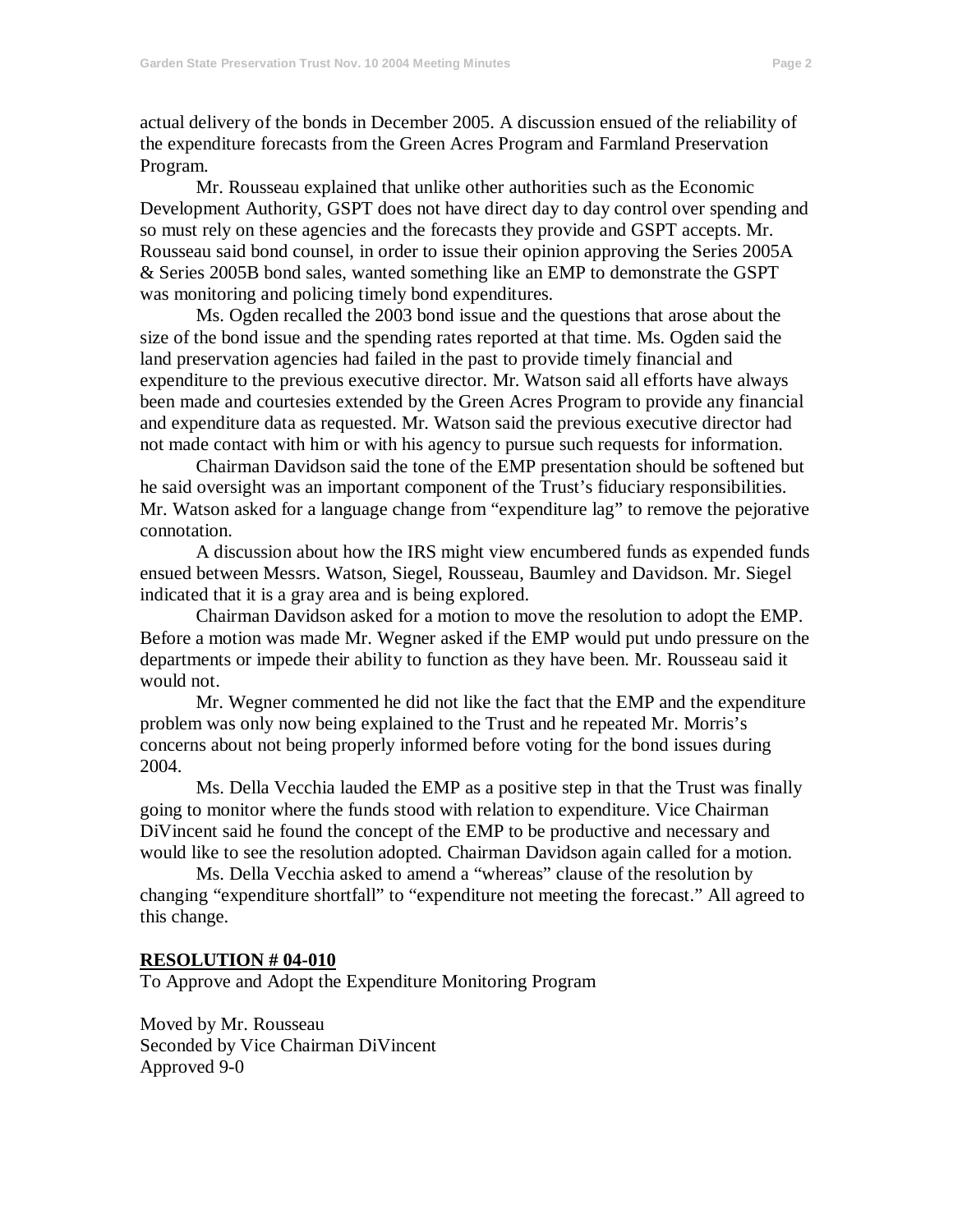actual delivery of the bonds in December 2005. A discussion ensued of the reliability of the expenditure forecasts from the Green Acres Program and Farmland Preservation Program.

Mr. Rousseau explained that unlike other authorities such as the Economic Development Authority, GSPT does not have direct day to day control over spending and so must rely on these agencies and the forecasts they provide and GSPT accepts. Mr. Rousseau said bond counsel, in order to issue their opinion approving the Series 2005A & Series 2005B bond sales, wanted something like an EMP to demonstrate the GSPT was monitoring and policing timely bond expenditures.

Ms. Ogden recalled the 2003 bond issue and the questions that arose about the size of the bond issue and the spending rates reported at that time. Ms. Ogden said the land preservation agencies had failed in the past to provide timely financial and expenditure to the previous executive director. Mr. Watson said all efforts have always been made and courtesies extended by the Green Acres Program to provide any financial and expenditure data as requested. Mr. Watson said the previous executive director had not made contact with him or with his agency to pursue such requests for information.

Chairman Davidson said the tone of the EMP presentation should be softened but he said oversight was an important component of the Trust's fiduciary responsibilities. Mr. Watson asked for a language change from "expenditure lag" to remove the pejorative connotation.

A discussion about how the IRS might view encumbered funds as expended funds ensued between Messrs. Watson, Siegel, Rousseau, Baumley and Davidson. Mr. Siegel indicated that it is a gray area and is being explored.

Chairman Davidson asked for a motion to move the resolution to adopt the EMP. Before a motion was made Mr. Wegner asked if the EMP would put undo pressure on the departments or impede their ability to function as they have been. Mr. Rousseau said it would not.

Mr. Wegner commented he did not like the fact that the EMP and the expenditure problem was only now being explained to the Trust and he repeated Mr. Morris's concerns about not being properly informed before voting for the bond issues during 2004.

Ms. Della Vecchia lauded the EMP as a positive step in that the Trust was finally going to monitor where the funds stood with relation to expenditure. Vice Chairman DiVincent said he found the concept of the EMP to be productive and necessary and would like to see the resolution adopted. Chairman Davidson again called for a motion.

Ms. Della Vecchia asked to amend a "whereas" clause of the resolution by changing "expenditure shortfall" to "expenditure not meeting the forecast." All agreed to this change.

**RESOLUTION # 04-010**
To Approve and Adopt the Expenditure Monitoring Program

Moved by Mr. Rousseau
Seconded by Vice Chairman DiVincent
Approved 9-0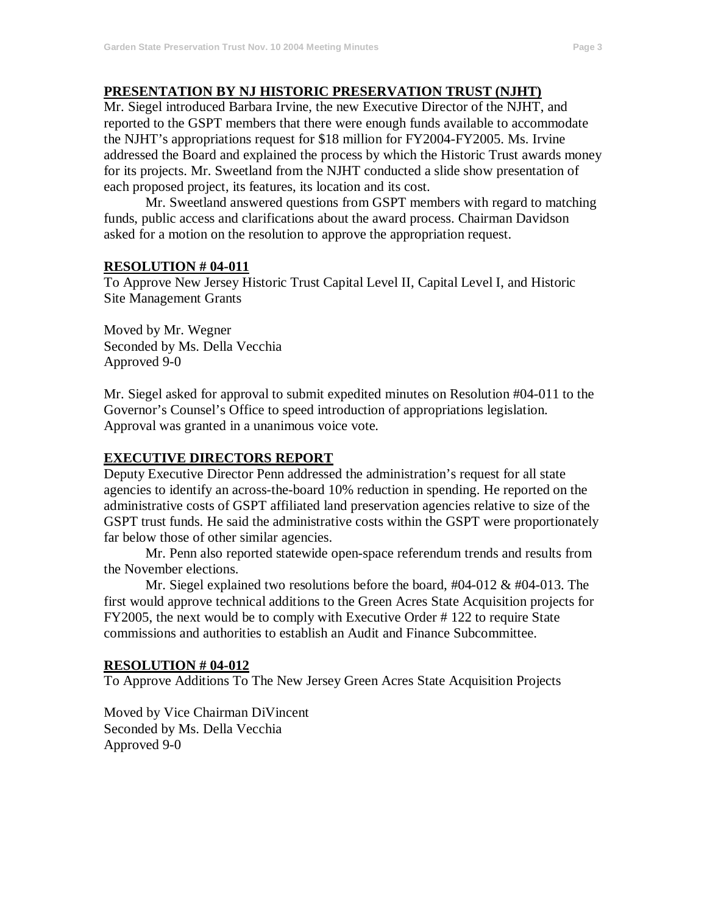**PRESENTATION BY NJ HISTORIC PRESERVATION TRUST (NJHT)**

Mr. Siegel introduced Barbara Irvine, the new Executive Director of the NJHT, and reported to the GSPT members that there were enough funds available to accommodate the NJHT's appropriations request for $18 million for FY2004-FY2005. Ms. Irvine addressed the Board and explained the process by which the Historic Trust awards money for its projects. Mr. Sweetland from the NJHT conducted a slide show presentation of each proposed project, its features, its location and its cost.

Mr. Sweetland answered questions from GSPT members with regard to matching funds, public access and clarifications about the award process. Chairman Davidson asked for a motion on the resolution to approve the appropriation request.

**RESOLUTION # 04-011**

To Approve New Jersey Historic Trust Capital Level II, Capital Level I, and Historic Site Management Grants

Moved by Mr. Wegner
Seconded by Ms. Della Vecchia
Approved 9-0

Mr. Siegel asked for approval to submit expedited minutes on Resolution #04-011 to the Governor's Counsel's Office to speed introduction of appropriations legislation. Approval was granted in a unanimous voice vote.

**EXECUTIVE DIRECTORS REPORT**

Deputy Executive Director Penn addressed the administration's request for all state agencies to identify an across-the-board 10% reduction in spending. He reported on the administrative costs of GSPT affiliated land preservation agencies relative to size of the GSPT trust funds. He said the administrative costs within the GSPT were proportionately far below those of other similar agencies.

Mr. Penn also reported statewide open-space referendum trends and results from the November elections.

Mr. Siegel explained two resolutions before the board, #04-012 & #04-013. The first would approve technical additions to the Green Acres State Acquisition projects for FY2005, the next would be to comply with Executive Order # 122 to require State commissions and authorities to establish an Audit and Finance Subcommittee.

**RESOLUTION # 04-012**

To Approve Additions To The New Jersey Green Acres State Acquisition Projects

Moved by Vice Chairman DiVincent
Seconded by Ms. Della Vecchia
Approved 9-0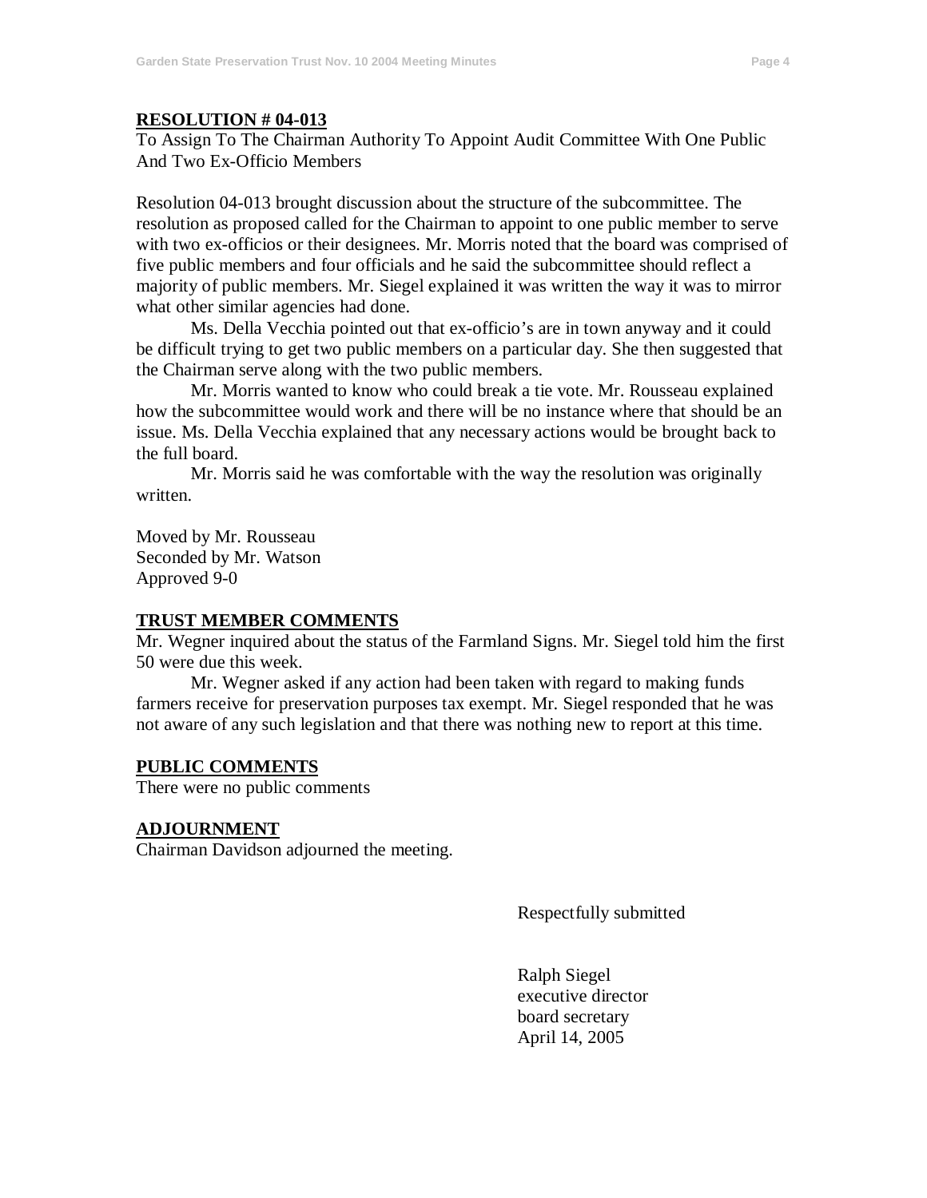**RESOLUTION # 04-013**

To Assign To The Chairman Authority To Appoint Audit Committee With One Public And Two Ex-Officio Members

Resolution 04-013 brought discussion about the structure of the subcommittee. The resolution as proposed called for the Chairman to appoint to one public member to serve with two ex-officios or their designees. Mr. Morris noted that the board was comprised of five public members and four officials and he said the subcommittee should reflect a majority of public members. Mr. Siegel explained it was written the way it was to mirror what other similar agencies had done.

Ms. Della Vecchia pointed out that ex-officio's are in town anyway and it could be difficult trying to get two public members on a particular day. She then suggested that the Chairman serve along with the two public members.

Mr. Morris wanted to know who could break a tie vote. Mr. Rousseau explained how the subcommittee would work and there will be no instance where that should be an issue. Ms. Della Vecchia explained that any necessary actions would be brought back to the full board.

Mr. Morris said he was comfortable with the way the resolution was originally written.

Moved by Mr. Rousseau
Seconded by Mr. Watson
Approved 9-0

**TRUST MEMBER COMMENTS**

Mr. Wegner inquired about the status of the Farmland Signs. Mr. Siegel told him the first 50 were due this week.

Mr. Wegner asked if any action had been taken with regard to making funds farmers receive for preservation purposes tax exempt. Mr. Siegel responded that he was not aware of any such legislation and that there was nothing new to report at this time.

**PUBLIC COMMENTS**

There were no public comments

**ADJOURNMENT**

Chairman Davidson adjourned the meeting.

Respectfully submitted

Ralph Siegel
executive director
board secretary
April 14, 2005